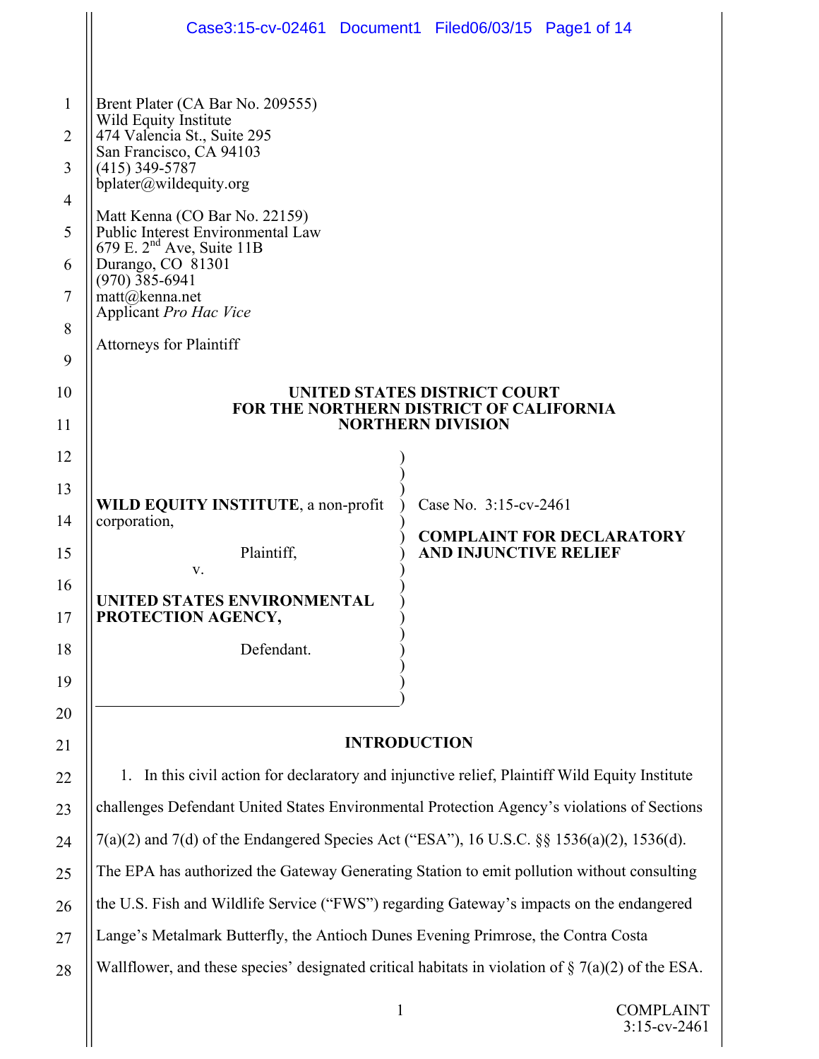Brent Plater (CA Bar No. 209555)
Wild Equity Institute
474 Valencia St., Suite 295
San Francisco, CA 94103
(415) 349-5787
bplater@wildequity.org

Matt Kenna (CO Bar No. 22159)
Public Interest Environmental Law
679 E. 2nd Ave, Suite 11B
Durango, CO 81301
(970) 385-6941
matt@kenna.net
Applicant *Pro Hac Vice*

Attorneys for Plaintiff

**UNITED STATES DISTRICT COURT**
**FOR THE NORTHERN DISTRICT OF CALIFORNIA**
**NORTHERN DIVISION**

**WILD EQUITY INSTITUTE**, a non-profit corporation,

Plaintiff,

v.

**UNITED STATES ENVIRONMENTAL PROTECTION AGENCY,**

Defendant.

Case No. 3:15-cv-2461

**COMPLAINT FOR DECLARATORY AND INJUNCTIVE RELIEF**

## INTRODUCTION

1. In this civil action for declaratory and injunctive relief, Plaintiff Wild Equity Institute challenges Defendant United States Environmental Protection Agency's violations of Sections 7(a)(2) and 7(d) of the Endangered Species Act ("ESA"), 16 U.S.C. §§ 1536(a)(2), 1536(d). The EPA has authorized the Gateway Generating Station to emit pollution without consulting the U.S. Fish and Wildlife Service ("FWS") regarding Gateway's impacts on the endangered Lange's Metalmark Butterfly, the Antioch Dunes Evening Primrose, the Contra Costa Wallflower, and these species' designated critical habitats in violation of § 7(a)(2) of the ESA.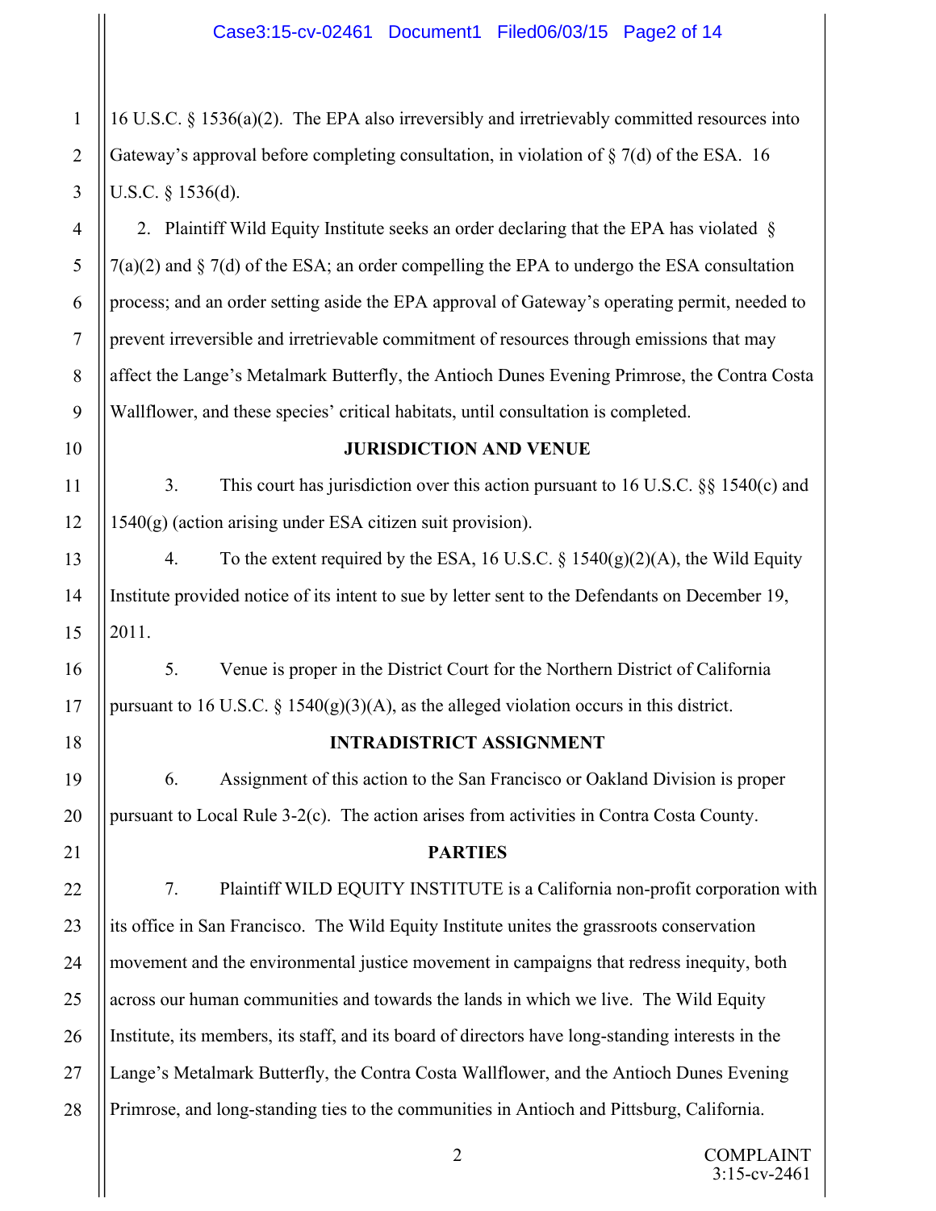16 U.S.C. § 1536(a)(2). The EPA also irreversibly and irretrievably committed resources into Gateway's approval before completing consultation, in violation of § 7(d) of the ESA. 16 U.S.C. § 1536(d).

2. Plaintiff Wild Equity Institute seeks an order declaring that the EPA has violated § 7(a)(2) and § 7(d) of the ESA; an order compelling the EPA to undergo the ESA consultation process; and an order setting aside the EPA approval of Gateway's operating permit, needed to prevent irreversible and irretrievable commitment of resources through emissions that may affect the Lange's Metalmark Butterfly, the Antioch Dunes Evening Primrose, the Contra Costa Wallflower, and these species' critical habitats, until consultation is completed.

## JURISDICTION AND VENUE

3. This court has jurisdiction over this action pursuant to 16 U.S.C. §§ 1540(c) and 1540(g) (action arising under ESA citizen suit provision).

4. To the extent required by the ESA, 16 U.S.C. § 1540(g)(2)(A), the Wild Equity Institute provided notice of its intent to sue by letter sent to the Defendants on December 19, 2011.

5. Venue is proper in the District Court for the Northern District of California pursuant to 16 U.S.C. § 1540(g)(3)(A), as the alleged violation occurs in this district.

## INTRADISTRICT ASSIGNMENT

6. Assignment of this action to the San Francisco or Oakland Division is proper pursuant to Local Rule 3-2(c). The action arises from activities in Contra Costa County.

## PARTIES

7. Plaintiff WILD EQUITY INSTITUTE is a California non-profit corporation with its office in San Francisco. The Wild Equity Institute unites the grassroots conservation movement and the environmental justice movement in campaigns that redress inequity, both across our human communities and towards the lands in which we live. The Wild Equity Institute, its members, its staff, and its board of directors have long-standing interests in the Lange's Metalmark Butterfly, the Contra Costa Wallflower, and the Antioch Dunes Evening Primrose, and long-standing ties to the communities in Antioch and Pittsburg, California.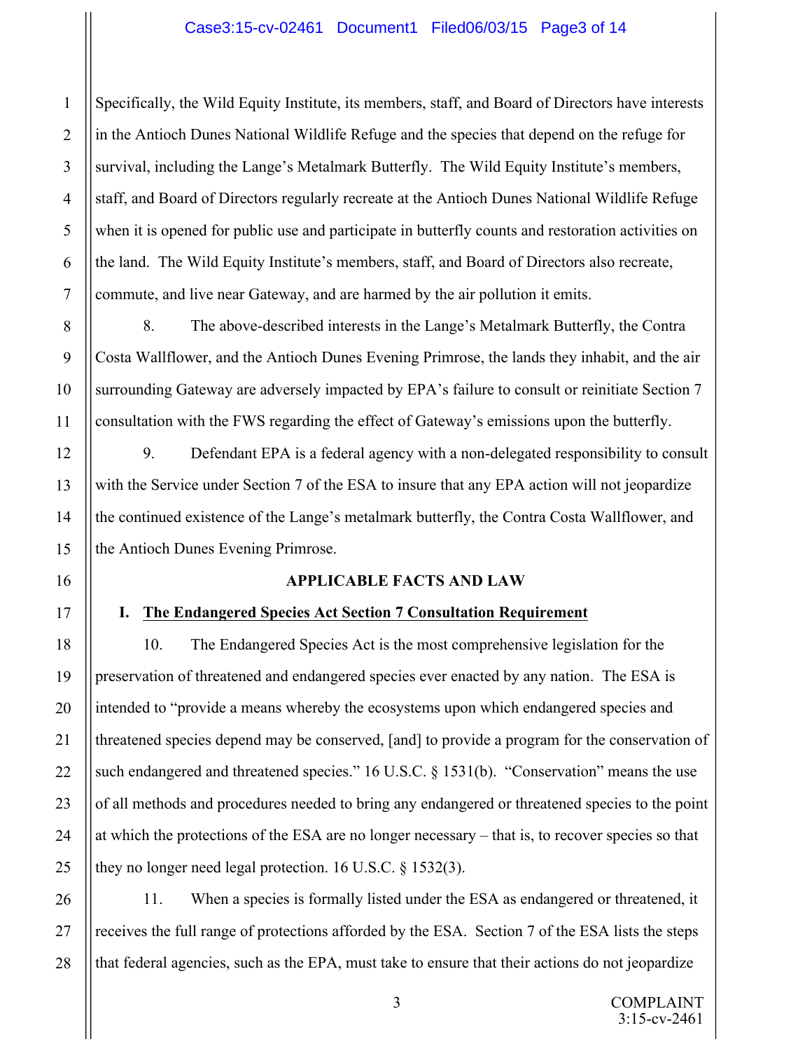Specifically, the Wild Equity Institute, its members, staff, and Board of Directors have interests in the Antioch Dunes National Wildlife Refuge and the species that depend on the refuge for survival, including the Lange's Metalmark Butterfly. The Wild Equity Institute's members, staff, and Board of Directors regularly recreate at the Antioch Dunes National Wildlife Refuge when it is opened for public use and participate in butterfly counts and restoration activities on the land. The Wild Equity Institute's members, staff, and Board of Directors also recreate, commute, and live near Gateway, and are harmed by the air pollution it emits.

8. The above-described interests in the Lange's Metalmark Butterfly, the Contra Costa Wallflower, and the Antioch Dunes Evening Primrose, the lands they inhabit, and the air surrounding Gateway are adversely impacted by EPA's failure to consult or reinitiate Section 7 consultation with the FWS regarding the effect of Gateway's emissions upon the butterfly.

9. Defendant EPA is a federal agency with a non-delegated responsibility to consult with the Service under Section 7 of the ESA to insure that any EPA action will not jeopardize the continued existence of the Lange's metalmark butterfly, the Contra Costa Wallflower, and the Antioch Dunes Evening Primrose.

## APPLICABLE FACTS AND LAW

### I. The Endangered Species Act Section 7 Consultation Requirement

10. The Endangered Species Act is the most comprehensive legislation for the preservation of threatened and endangered species ever enacted by any nation. The ESA is intended to "provide a means whereby the ecosystems upon which endangered species and threatened species depend may be conserved, [and] to provide a program for the conservation of such endangered and threatened species." 16 U.S.C. § 1531(b). "Conservation" means the use of all methods and procedures needed to bring any endangered or threatened species to the point at which the protections of the ESA are no longer necessary – that is, to recover species so that they no longer need legal protection. 16 U.S.C. § 1532(3).

11. When a species is formally listed under the ESA as endangered or threatened, it receives the full range of protections afforded by the ESA. Section 7 of the ESA lists the steps that federal agencies, such as the EPA, must take to ensure that their actions do not jeopardize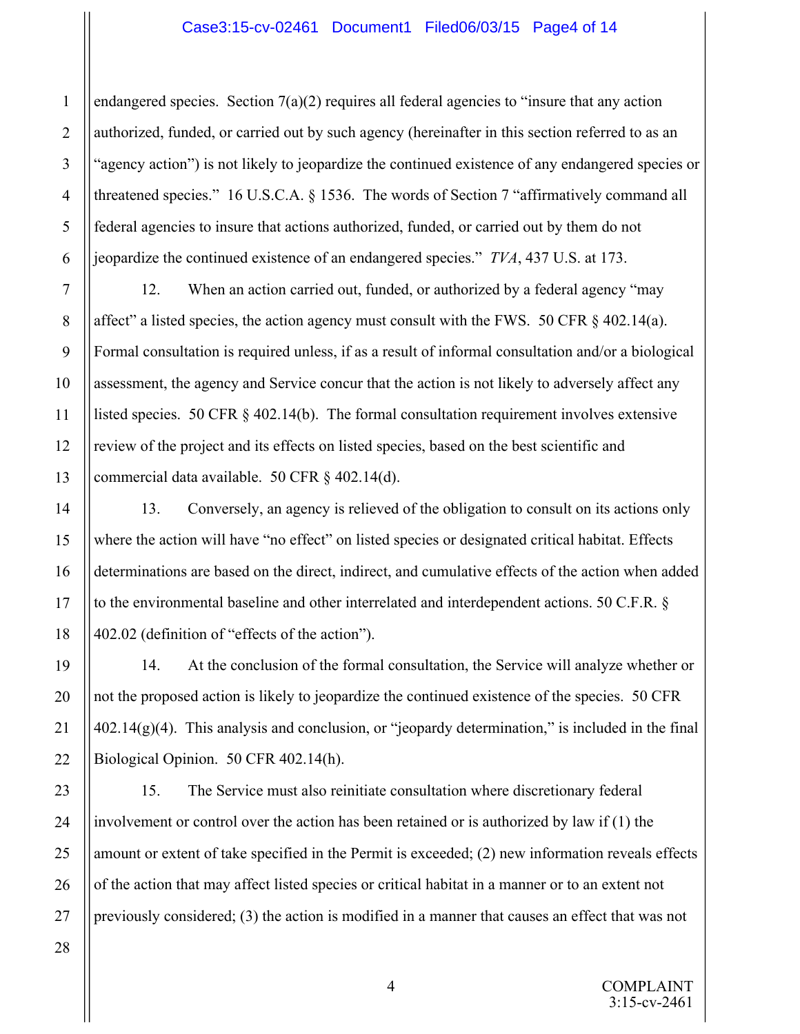endangered species. Section 7(a)(2) requires all federal agencies to "insure that any action authorized, funded, or carried out by such agency (hereinafter in this section referred to as an "agency action") is not likely to jeopardize the continued existence of any endangered species or threatened species." 16 U.S.C.A. § 1536. The words of Section 7 "affirmatively command all federal agencies to insure that actions authorized, funded, or carried out by them do not jeopardize the continued existence of an endangered species." *TVA*, 437 U.S. at 173.

12. When an action carried out, funded, or authorized by a federal agency "may affect" a listed species, the action agency must consult with the FWS. 50 CFR § 402.14(a). Formal consultation is required unless, if as a result of informal consultation and/or a biological assessment, the agency and Service concur that the action is not likely to adversely affect any listed species. 50 CFR § 402.14(b). The formal consultation requirement involves extensive review of the project and its effects on listed species, based on the best scientific and commercial data available. 50 CFR § 402.14(d).

13. Conversely, an agency is relieved of the obligation to consult on its actions only where the action will have "no effect" on listed species or designated critical habitat. Effects determinations are based on the direct, indirect, and cumulative effects of the action when added to the environmental baseline and other interrelated and interdependent actions. 50 C.F.R. § 402.02 (definition of "effects of the action").

14. At the conclusion of the formal consultation, the Service will analyze whether or not the proposed action is likely to jeopardize the continued existence of the species. 50 CFR 402.14(g)(4). This analysis and conclusion, or "jeopardy determination," is included in the final Biological Opinion. 50 CFR 402.14(h).

15. The Service must also reinitiate consultation where discretionary federal involvement or control over the action has been retained or is authorized by law if (1) the amount or extent of take specified in the Permit is exceeded; (2) new information reveals effects of the action that may affect listed species or critical habitat in a manner or to an extent not previously considered; (3) the action is modified in a manner that causes an effect that was not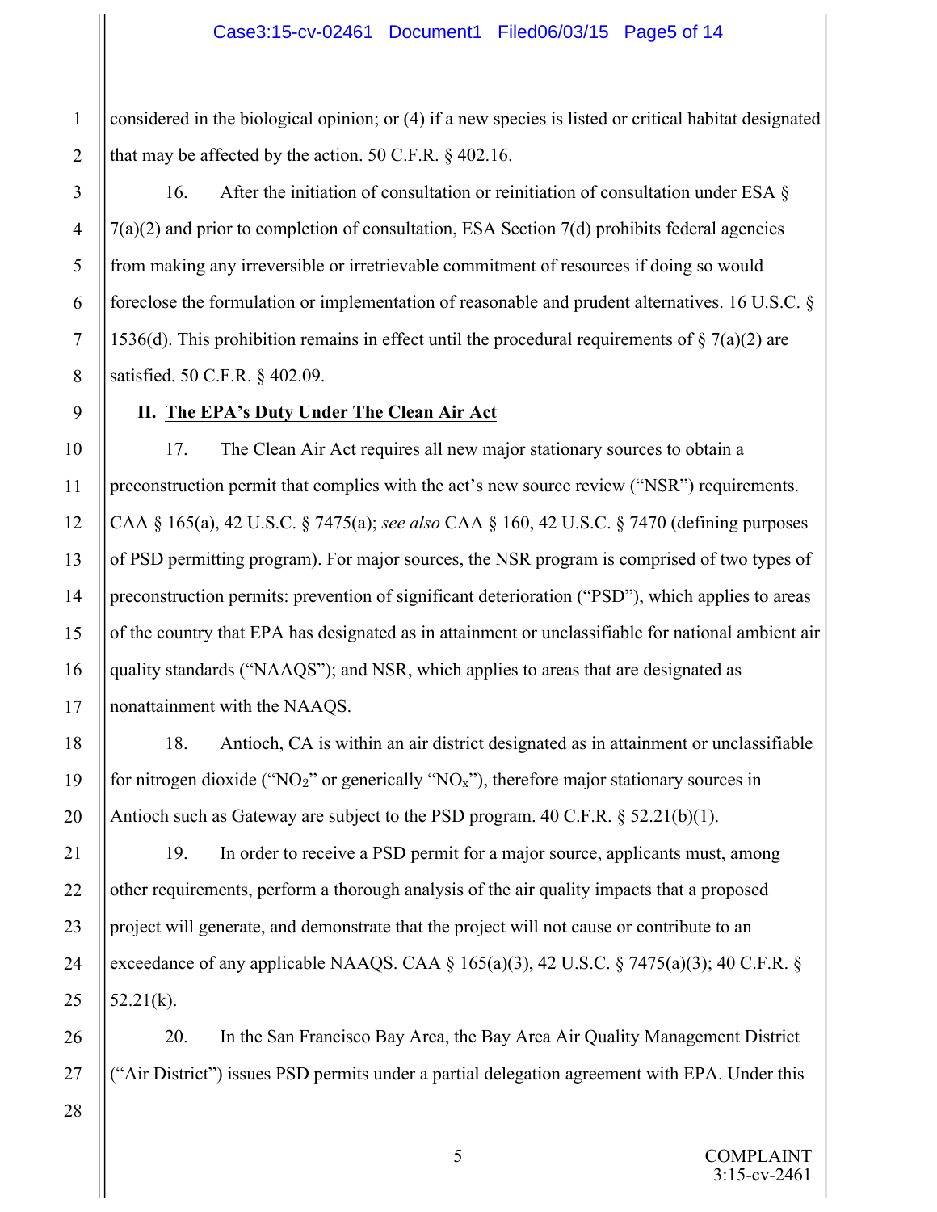considered in the biological opinion; or (4) if a new species is listed or critical habitat designated that may be affected by the action. 50 C.F.R. § 402.16.

16. After the initiation of consultation or reinitiation of consultation under ESA § 7(a)(2) and prior to completion of consultation, ESA Section 7(d) prohibits federal agencies from making any irreversible or irretrievable commitment of resources if doing so would foreclose the formulation or implementation of reasonable and prudent alternatives. 16 U.S.C. § 1536(d). This prohibition remains in effect until the procedural requirements of § 7(a)(2) are satisfied. 50 C.F.R. § 402.09.

## II. The EPA's Duty Under The Clean Air Act

17. The Clean Air Act requires all new major stationary sources to obtain a preconstruction permit that complies with the act's new source review ("NSR") requirements. CAA § 165(a), 42 U.S.C. § 7475(a); *see also* CAA § 160, 42 U.S.C. § 7470 (defining purposes of PSD permitting program). For major sources, the NSR program is comprised of two types of preconstruction permits: prevention of significant deterioration ("PSD"), which applies to areas of the country that EPA has designated as in attainment or unclassifiable for national ambient air quality standards ("NAAQS"); and NSR, which applies to areas that are designated as nonattainment with the NAAQS.

18. Antioch, CA is within an air district designated as in attainment or unclassifiable for nitrogen dioxide ("$NO_2$" or generically "$NO_x$"), therefore major stationary sources in Antioch such as Gateway are subject to the PSD program. 40 C.F.R. § 52.21(b)(1).

19. In order to receive a PSD permit for a major source, applicants must, among other requirements, perform a thorough analysis of the air quality impacts that a proposed project will generate, and demonstrate that the project will not cause or contribute to an exceedance of any applicable NAAQS. CAA § 165(a)(3), 42 U.S.C. § 7475(a)(3); 40 C.F.R. § 52.21(k).

20. In the San Francisco Bay Area, the Bay Area Air Quality Management District ("Air District") issues PSD permits under a partial delegation agreement with EPA. Under this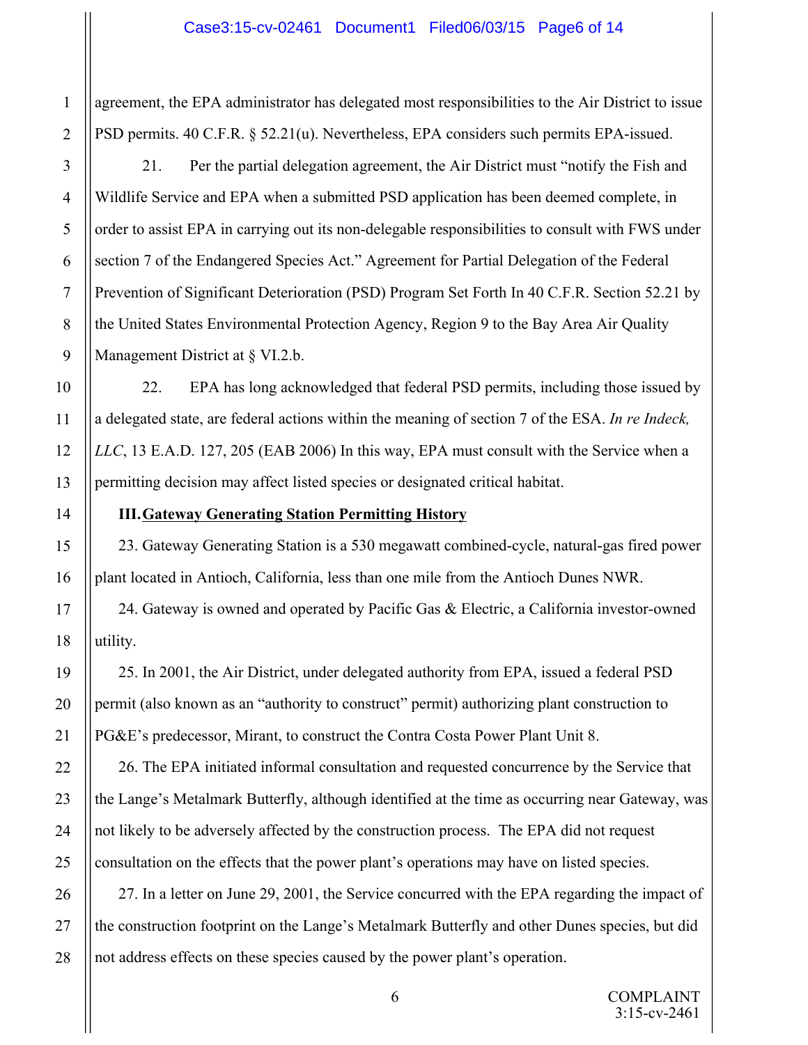agreement, the EPA administrator has delegated most responsibilities to the Air District to issue PSD permits. 40 C.F.R. § 52.21(u). Nevertheless, EPA considers such permits EPA-issued.

21. Per the partial delegation agreement, the Air District must "notify the Fish and Wildlife Service and EPA when a submitted PSD application has been deemed complete, in order to assist EPA in carrying out its non-delegable responsibilities to consult with FWS under section 7 of the Endangered Species Act." Agreement for Partial Delegation of the Federal Prevention of Significant Deterioration (PSD) Program Set Forth In 40 C.F.R. Section 52.21 by the United States Environmental Protection Agency, Region 9 to the Bay Area Air Quality Management District at § VI.2.b.

22. EPA has long acknowledged that federal PSD permits, including those issued by a delegated state, are federal actions within the meaning of section 7 of the ESA. *In re Indeck, LLC*, 13 E.A.D. 127, 205 (EAB 2006) In this way, EPA must consult with the Service when a permitting decision may affect listed species or designated critical habitat.

## III. Gateway Generating Station Permitting History

23. Gateway Generating Station is a 530 megawatt combined-cycle, natural-gas fired power plant located in Antioch, California, less than one mile from the Antioch Dunes NWR.

24. Gateway is owned and operated by Pacific Gas & Electric, a California investor-owned utility.

25. In 2001, the Air District, under delegated authority from EPA, issued a federal PSD permit (also known as an "authority to construct" permit) authorizing plant construction to PG&E's predecessor, Mirant, to construct the Contra Costa Power Plant Unit 8.

26. The EPA initiated informal consultation and requested concurrence by the Service that the Lange's Metalmark Butterfly, although identified at the time as occurring near Gateway, was not likely to be adversely affected by the construction process. The EPA did not request consultation on the effects that the power plant's operations may have on listed species.

27. In a letter on June 29, 2001, the Service concurred with the EPA regarding the impact of the construction footprint on the Lange's Metalmark Butterfly and other Dunes species, but did not address effects on these species caused by the power plant's operation.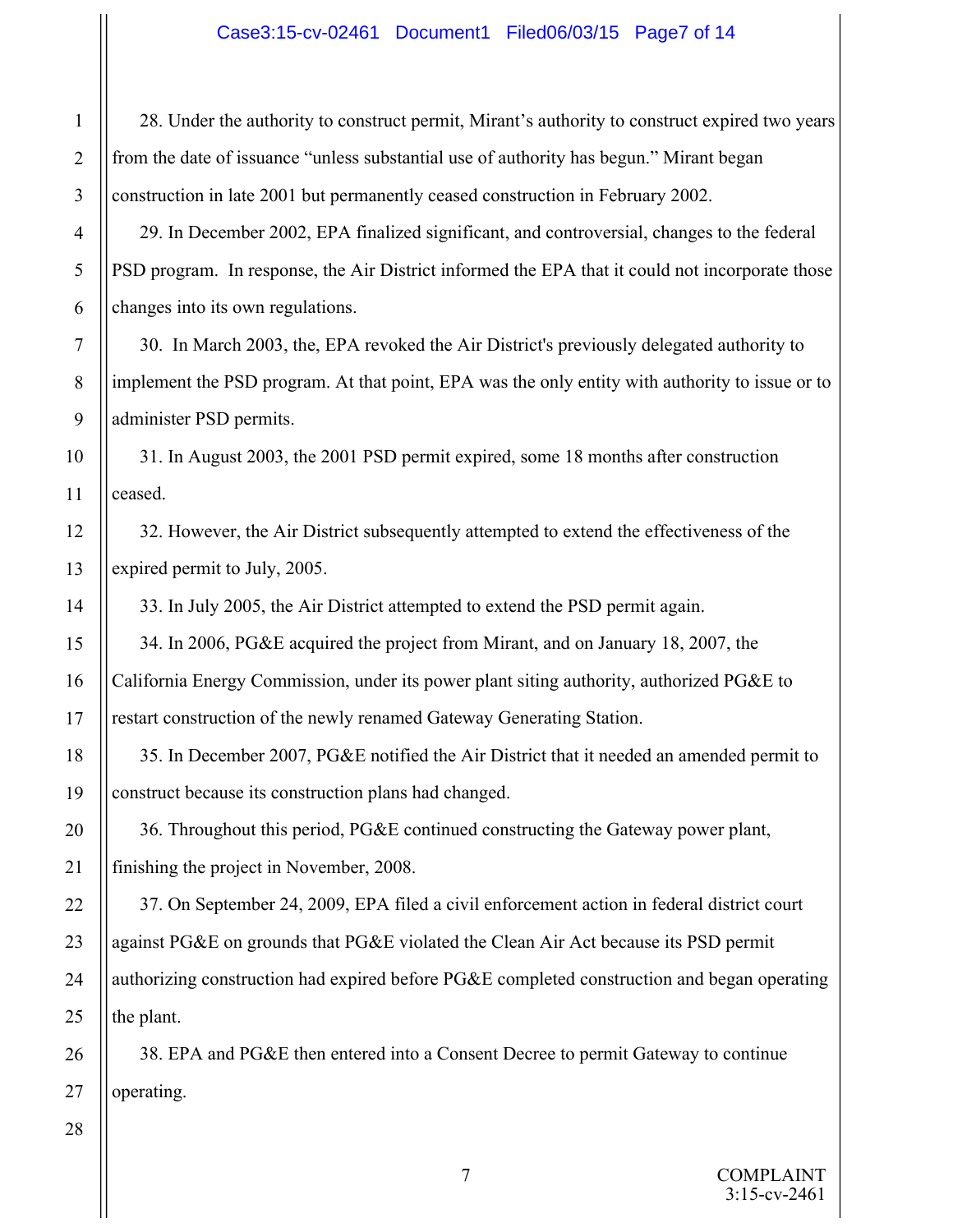28. Under the authority to construct permit, Mirant's authority to construct expired two years from the date of issuance "unless substantial use of authority has begun." Mirant began construction in late 2001 but permanently ceased construction in February 2002.

29. In December 2002, EPA finalized significant, and controversial, changes to the federal PSD program. In response, the Air District informed the EPA that it could not incorporate those changes into its own regulations.

30. In March 2003, the, EPA revoked the Air District's previously delegated authority to implement the PSD program. At that point, EPA was the only entity with authority to issue or to administer PSD permits.

31. In August 2003, the 2001 PSD permit expired, some 18 months after construction ceased.

32. However, the Air District subsequently attempted to extend the effectiveness of the expired permit to July, 2005.

33. In July 2005, the Air District attempted to extend the PSD permit again.

34. In 2006, PG&E acquired the project from Mirant, and on January 18, 2007, the California Energy Commission, under its power plant siting authority, authorized PG&E to restart construction of the newly renamed Gateway Generating Station.

35. In December 2007, PG&E notified the Air District that it needed an amended permit to construct because its construction plans had changed.

36. Throughout this period, PG&E continued constructing the Gateway power plant, finishing the project in November, 2008.

37. On September 24, 2009, EPA filed a civil enforcement action in federal district court against PG&E on grounds that PG&E violated the Clean Air Act because its PSD permit authorizing construction had expired before PG&E completed construction and began operating the plant.

38. EPA and PG&E then entered into a Consent Decree to permit Gateway to continue operating.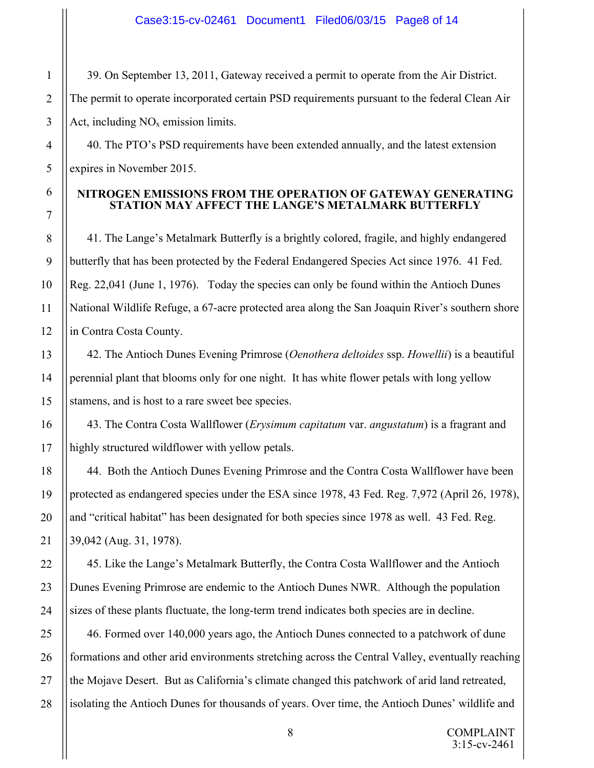39. On September 13, 2011, Gateway received a permit to operate from the Air District. The permit to operate incorporated certain PSD requirements pursuant to the federal Clean Air Act, including $NO_x$ emission limits.

40. The PTO's PSD requirements have been extended annually, and the latest extension expires in November 2015.

## NITROGEN EMISSIONS FROM THE OPERATION OF GATEWAY GENERATING STATION MAY AFFECT THE LANGE'S METALMARK BUTTERFLY

41. The Lange's Metalmark Butterfly is a brightly colored, fragile, and highly endangered butterfly that has been protected by the Federal Endangered Species Act since 1976. 41 Fed. Reg. 22,041 (June 1, 1976). Today the species can only be found within the Antioch Dunes National Wildlife Refuge, a 67-acre protected area along the San Joaquin River's southern shore in Contra Costa County.

42. The Antioch Dunes Evening Primrose (*Oenothera deltoides* ssp. *Howellii*) is a beautiful perennial plant that blooms only for one night. It has white flower petals with long yellow stamens, and is host to a rare sweet bee species.

43. The Contra Costa Wallflower (*Erysimum capitatum* var. *angustatum*) is a fragrant and highly structured wildflower with yellow petals.

44. Both the Antioch Dunes Evening Primrose and the Contra Costa Wallflower have been protected as endangered species under the ESA since 1978, 43 Fed. Reg. 7,972 (April 26, 1978), and "critical habitat" has been designated for both species since 1978 as well. 43 Fed. Reg. 39,042 (Aug. 31, 1978).

45. Like the Lange's Metalmark Butterfly, the Contra Costa Wallflower and the Antioch Dunes Evening Primrose are endemic to the Antioch Dunes NWR. Although the population sizes of these plants fluctuate, the long-term trend indicates both species are in decline.

46. Formed over 140,000 years ago, the Antioch Dunes connected to a patchwork of dune formations and other arid environments stretching across the Central Valley, eventually reaching the Mojave Desert. But as California's climate changed this patchwork of arid land retreated, isolating the Antioch Dunes for thousands of years. Over time, the Antioch Dunes' wildlife and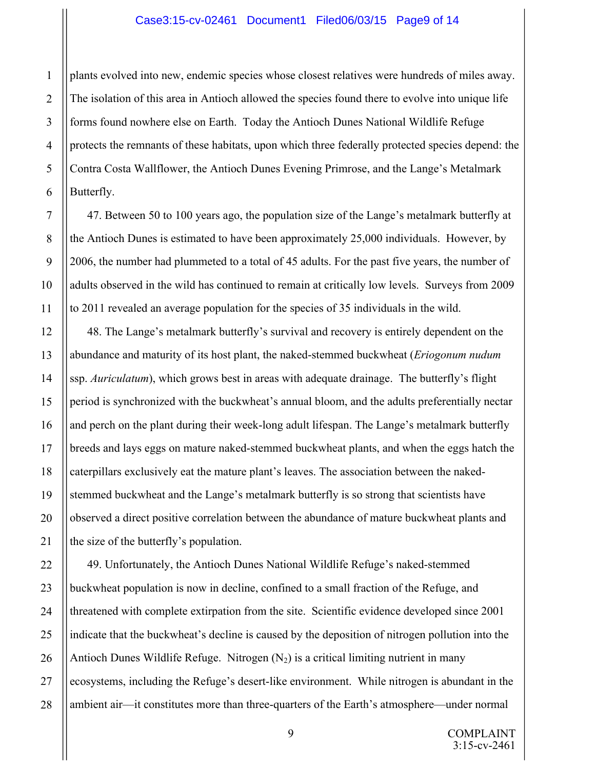plants evolved into new, endemic species whose closest relatives were hundreds of miles away. The isolation of this area in Antioch allowed the species found there to evolve into unique life forms found nowhere else on Earth. Today the Antioch Dunes National Wildlife Refuge protects the remnants of these habitats, upon which three federally protected species depend: the Contra Costa Wallflower, the Antioch Dunes Evening Primrose, and the Lange's Metalmark Butterfly.

47. Between 50 to 100 years ago, the population size of the Lange's metalmark butterfly at the Antioch Dunes is estimated to have been approximately 25,000 individuals. However, by 2006, the number had plummeted to a total of 45 adults. For the past five years, the number of adults observed in the wild has continued to remain at critically low levels. Surveys from 2009 to 2011 revealed an average population for the species of 35 individuals in the wild.

48. The Lange's metalmark butterfly's survival and recovery is entirely dependent on the abundance and maturity of its host plant, the naked-stemmed buckwheat (*Eriogonum nudum* ssp. *Auriculatum*), which grows best in areas with adequate drainage. The butterfly's flight period is synchronized with the buckwheat's annual bloom, and the adults preferentially nectar and perch on the plant during their week-long adult lifespan. The Lange's metalmark butterfly breeds and lays eggs on mature naked-stemmed buckwheat plants, and when the eggs hatch the caterpillars exclusively eat the mature plant's leaves. The association between the naked-stemmed buckwheat and the Lange's metalmark butterfly is so strong that scientists have observed a direct positive correlation between the abundance of mature buckwheat plants and the size of the butterfly's population.

49. Unfortunately, the Antioch Dunes National Wildlife Refuge's naked-stemmed buckwheat population is now in decline, confined to a small fraction of the Refuge, and threatened with complete extirpation from the site. Scientific evidence developed since 2001 indicate that the buckwheat's decline is caused by the deposition of nitrogen pollution into the Antioch Dunes Wildlife Refuge. Nitrogen ($N_2$) is a critical limiting nutrient in many ecosystems, including the Refuge's desert-like environment. While nitrogen is abundant in the ambient air—it constitutes more than three-quarters of the Earth's atmosphere—under normal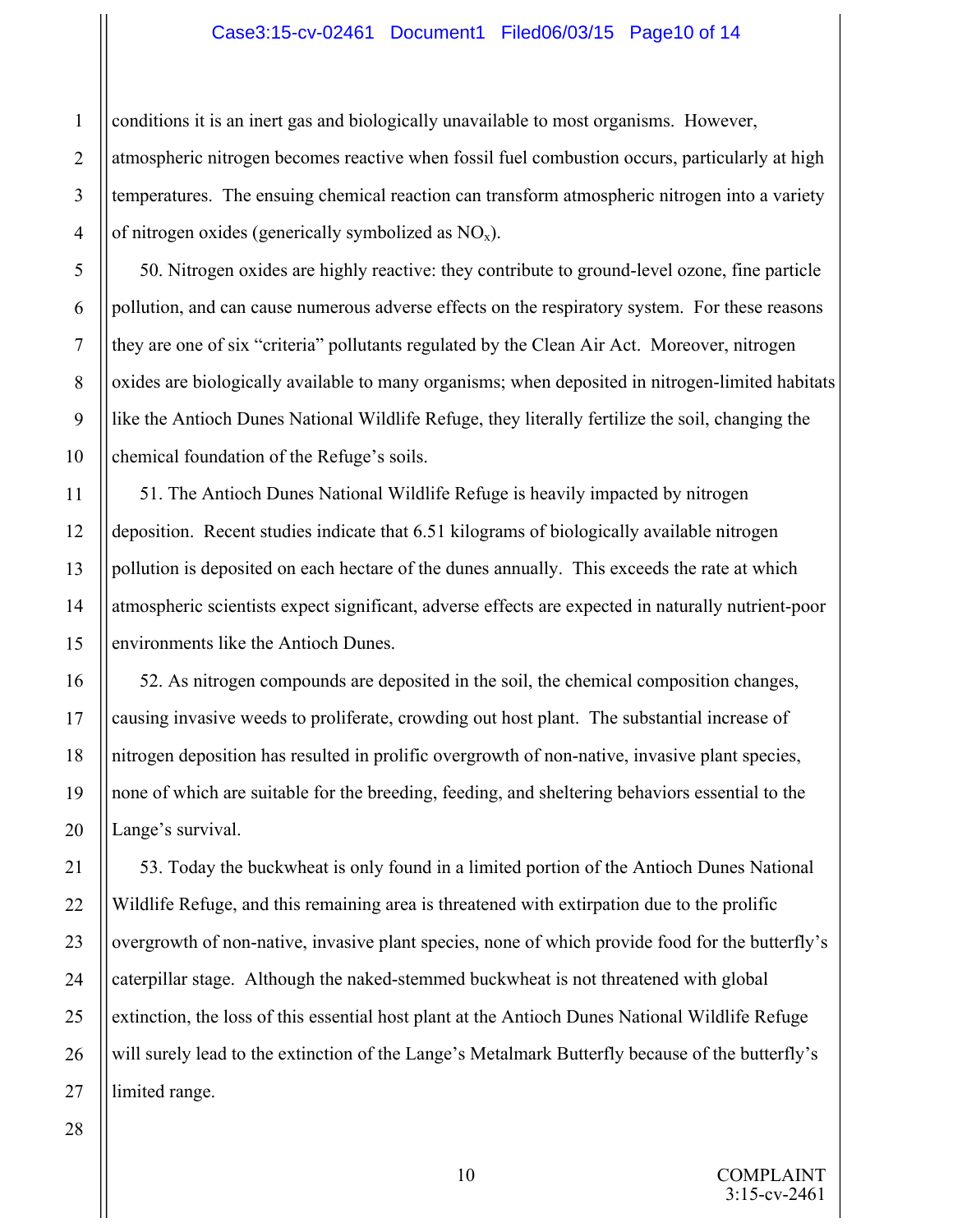conditions it is an inert gas and biologically unavailable to most organisms. However, atmospheric nitrogen becomes reactive when fossil fuel combustion occurs, particularly at high temperatures. The ensuing chemical reaction can transform atmospheric nitrogen into a variety of nitrogen oxides (generically symbolized as $NO_x$).

50. Nitrogen oxides are highly reactive: they contribute to ground-level ozone, fine particle pollution, and can cause numerous adverse effects on the respiratory system. For these reasons they are one of six "criteria" pollutants regulated by the Clean Air Act. Moreover, nitrogen oxides are biologically available to many organisms; when deposited in nitrogen-limited habitats like the Antioch Dunes National Wildlife Refuge, they literally fertilize the soil, changing the chemical foundation of the Refuge's soils.

51. The Antioch Dunes National Wildlife Refuge is heavily impacted by nitrogen deposition. Recent studies indicate that 6.51 kilograms of biologically available nitrogen pollution is deposited on each hectare of the dunes annually. This exceeds the rate at which atmospheric scientists expect significant, adverse effects are expected in naturally nutrient-poor environments like the Antioch Dunes.

52. As nitrogen compounds are deposited in the soil, the chemical composition changes, causing invasive weeds to proliferate, crowding out host plant. The substantial increase of nitrogen deposition has resulted in prolific overgrowth of non-native, invasive plant species, none of which are suitable for the breeding, feeding, and sheltering behaviors essential to the Lange's survival.

53. Today the buckwheat is only found in a limited portion of the Antioch Dunes National Wildlife Refuge, and this remaining area is threatened with extirpation due to the prolific overgrowth of non-native, invasive plant species, none of which provide food for the butterfly's caterpillar stage. Although the naked-stemmed buckwheat is not threatened with global extinction, the loss of this essential host plant at the Antioch Dunes National Wildlife Refuge will surely lead to the extinction of the Lange's Metalmark Butterfly because of the butterfly's limited range.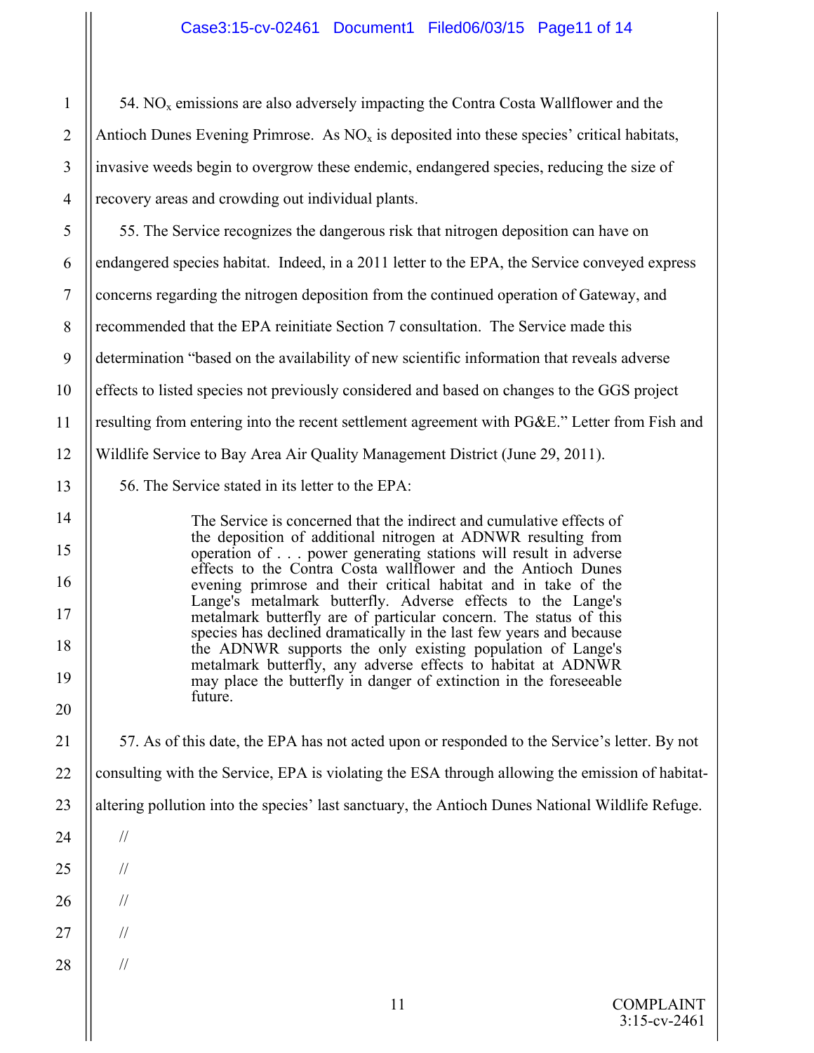54. $NO_x$ emissions are also adversely impacting the Contra Costa Wallflower and the Antioch Dunes Evening Primrose. As $NO_x$ is deposited into these species' critical habitats, invasive weeds begin to overgrow these endemic, endangered species, reducing the size of recovery areas and crowding out individual plants.

55. The Service recognizes the dangerous risk that nitrogen deposition can have on endangered species habitat. Indeed, in a 2011 letter to the EPA, the Service conveyed express concerns regarding the nitrogen deposition from the continued operation of Gateway, and recommended that the EPA reinitiate Section 7 consultation. The Service made this determination "based on the availability of new scientific information that reveals adverse effects to listed species not previously considered and based on changes to the GGS project resulting from entering into the recent settlement agreement with PG&E." Letter from Fish and Wildlife Service to Bay Area Air Quality Management District (June 29, 2011).

56. The Service stated in its letter to the EPA:

> The Service is concerned that the indirect and cumulative effects of the deposition of additional nitrogen at ADNWR resulting from operation of . . . power generating stations will result in adverse effects to the Contra Costa wallflower and the Antioch Dunes evening primrose and their critical habitat and in take of the Lange's metalmark butterfly. Adverse effects to the Lange's metalmark butterfly are of particular concern. The status of this species has declined dramatically in the last few years and because the ADNWR supports the only existing population of Lange's metalmark butterfly, any adverse effects to habitat at ADNWR may place the butterfly in danger of extinction in the foreseeable future.

57. As of this date, the EPA has not acted upon or responded to the Service's letter. By not consulting with the Service, EPA is violating the ESA through allowing the emission of habitat-altering pollution into the species' last sanctuary, the Antioch Dunes National Wildlife Refuge.

//

//

//

//

//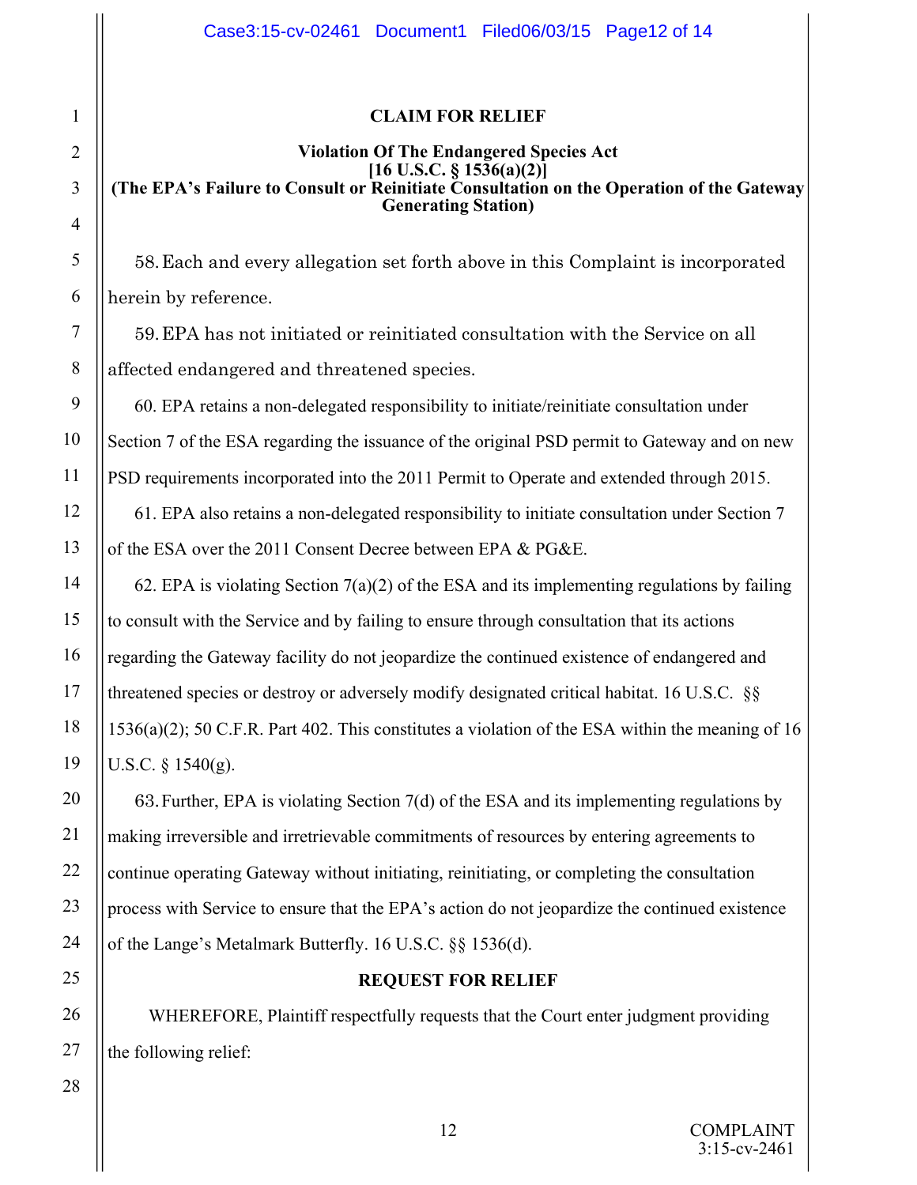## CLAIM FOR RELIEF

### Violation Of The Endangered Species Act
### [16 U.S.C. § 1536(a)(2)]
### (The EPA's Failure to Consult or Reinitiate Consultation on the Operation of the Gateway Generating Station)

58. Each and every allegation set forth above in this Complaint is incorporated herein by reference.

59. EPA has not initiated or reinitiated consultation with the Service on all affected endangered and threatened species.

60. EPA retains a non-delegated responsibility to initiate/reinitiate consultation under Section 7 of the ESA regarding the issuance of the original PSD permit to Gateway and on new PSD requirements incorporated into the 2011 Permit to Operate and extended through 2015.

61. EPA also retains a non-delegated responsibility to initiate consultation under Section 7 of the ESA over the 2011 Consent Decree between EPA & PG&E.

62. EPA is violating Section 7(a)(2) of the ESA and its implementing regulations by failing to consult with the Service and by failing to ensure through consultation that its actions regarding the Gateway facility do not jeopardize the continued existence of endangered and threatened species or destroy or adversely modify designated critical habitat. 16 U.S.C. §§ 1536(a)(2); 50 C.F.R. Part 402. This constitutes a violation of the ESA within the meaning of 16 U.S.C. § 1540(g).

63. Further, EPA is violating Section 7(d) of the ESA and its implementing regulations by making irreversible and irretrievable commitments of resources by entering agreements to continue operating Gateway without initiating, reinitiating, or completing the consultation process with Service to ensure that the EPA's action do not jeopardize the continued existence of the Lange's Metalmark Butterfly. 16 U.S.C. §§ 1536(d).

## REQUEST FOR RELIEF

WHEREFORE, Plaintiff respectfully requests that the Court enter judgment providing the following relief: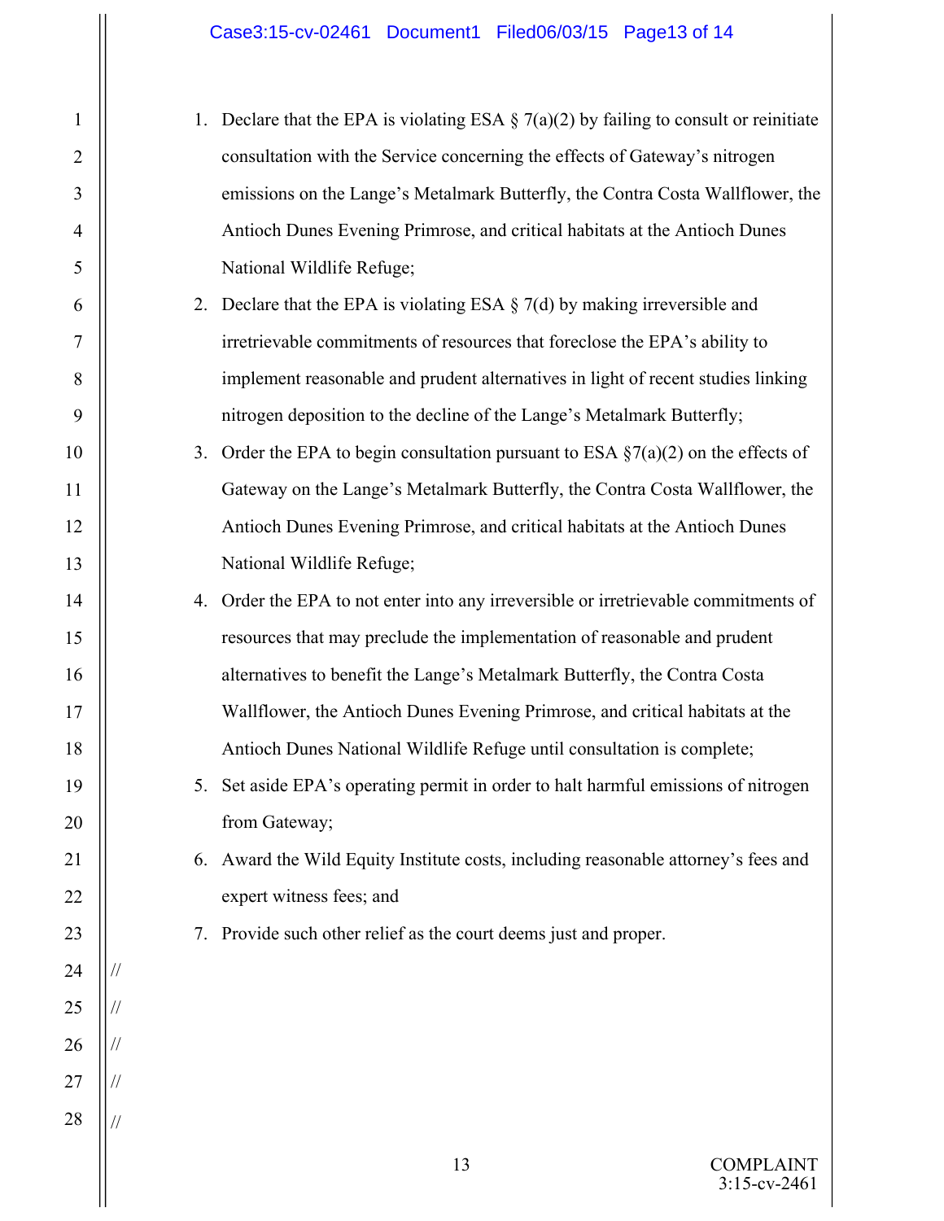1. Declare that the EPA is violating ESA § 7(a)(2) by failing to consult or reinitiate consultation with the Service concerning the effects of Gateway's nitrogen emissions on the Lange's Metalmark Butterfly, the Contra Costa Wallflower, the Antioch Dunes Evening Primrose, and critical habitats at the Antioch Dunes National Wildlife Refuge;
2. Declare that the EPA is violating ESA § 7(d) by making irreversible and irretrievable commitments of resources that foreclose the EPA's ability to implement reasonable and prudent alternatives in light of recent studies linking nitrogen deposition to the decline of the Lange's Metalmark Butterfly;
3. Order the EPA to begin consultation pursuant to ESA §7(a)(2) on the effects of Gateway on the Lange's Metalmark Butterfly, the Contra Costa Wallflower, the Antioch Dunes Evening Primrose, and critical habitats at the Antioch Dunes National Wildlife Refuge;
4. Order the EPA to not enter into any irreversible or irretrievable commitments of resources that may preclude the implementation of reasonable and prudent alternatives to benefit the Lange's Metalmark Butterfly, the Contra Costa Wallflower, the Antioch Dunes Evening Primrose, and critical habitats at the Antioch Dunes National Wildlife Refuge until consultation is complete;
5. Set aside EPA's operating permit in order to halt harmful emissions of nitrogen from Gateway;
6. Award the Wild Equity Institute costs, including reasonable attorney's fees and expert witness fees; and
7. Provide such other relief as the court deems just and proper.

//

//

//

//

//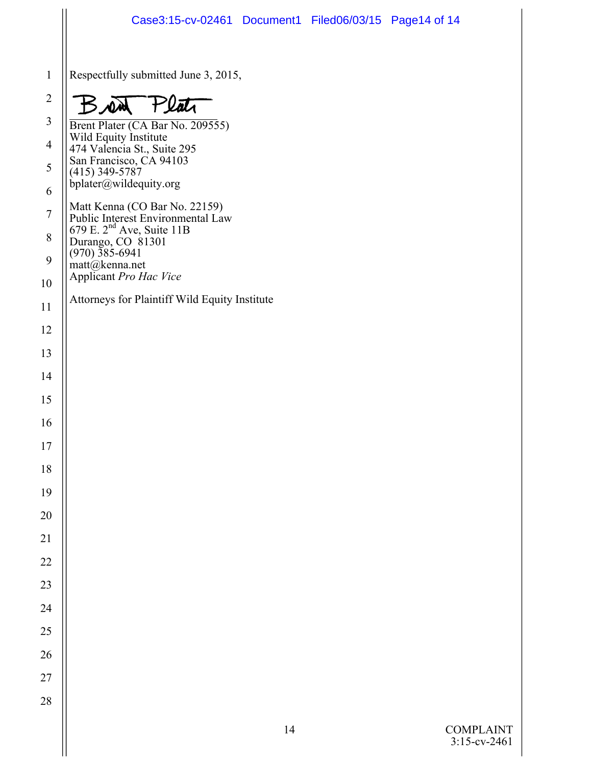Respectfully submitted June 3, 2015,

Brent Plater (CA Bar No. 209555)
Wild Equity Institute
474 Valencia St., Suite 295
San Francisco, CA 94103
(415) 349-5787
bplater@wildequity.org

Matt Kenna (CO Bar No. 22159)
Public Interest Environmental Law
679 E. 2nd Ave, Suite 11B
Durango, CO 81301
(970) 385-6941
matt@kenna.net
Applicant *Pro Hac Vice*

Attorneys for Plaintiff Wild Equity Institute